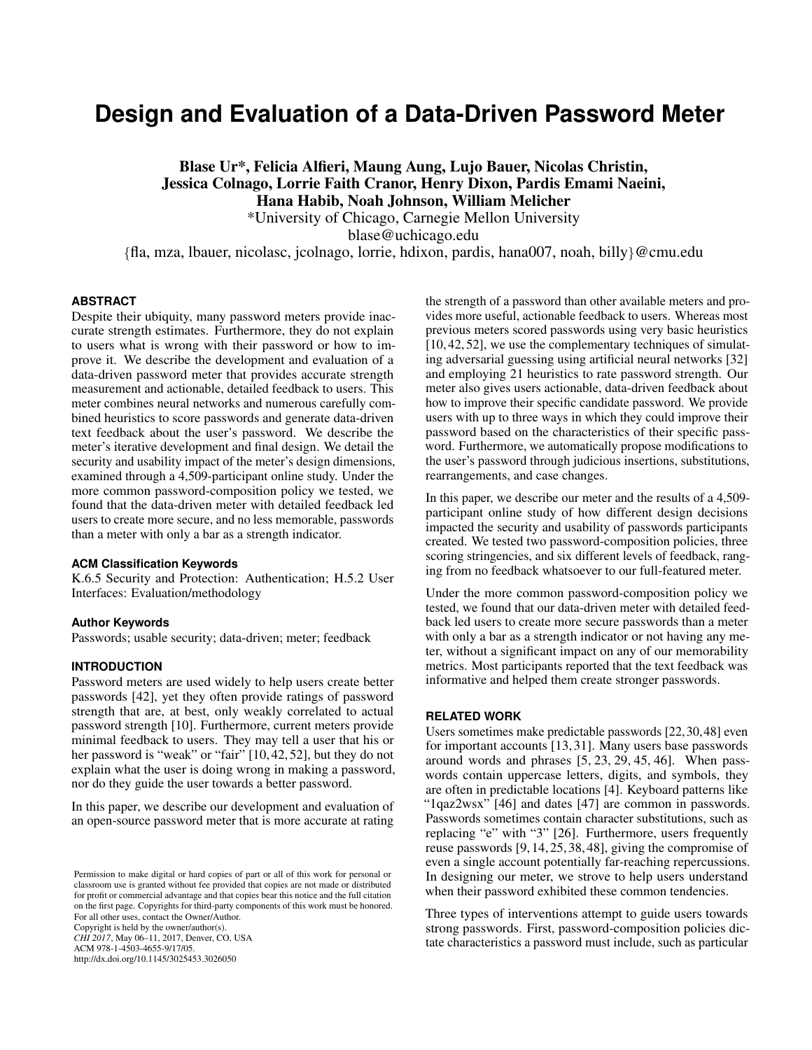# Design and Evaluation of a Data-Driven Password Meter

**Blase Ur\*, Felicia Alfieri, Maung Aung, Lujo Bauer, Nicolas Christin, Jessica Colnago, Lorrie Faith Cranor, Henry Dixon, Pardis Emami Naeini, Hana Habib, Noah Johnson, William Melicher**

\*University of Chicago, Carnegie Mellon University

blase@uchicago.edu

{fla, mza, lbauer, nicolasc, jcolnago, lorrie, hdixon, pardis, hana007, noah, billy}@cmu.edu

## ABSTRACT

Despite their ubiquity, many password meters provide inaccurate strength estimates. Furthermore, they do not explain to users what is wrong with their password or how to improve it. We describe the development and evaluation of a data-driven password meter that provides accurate strength measurement and actionable, detailed feedback to users. This meter combines neural networks and numerous carefully combined heuristics to score passwords and generate data-driven text feedback about the user's password. We describe the meter's iterative development and final design. We detail the security and usability impact of the meter's design dimensions, examined through a 4,509-participant online study. Under the more common password-composition policy we tested, we found that the data-driven meter with detailed feedback led users to create more secure, and no less memorable, passwords than a meter with only a bar as a strength indicator.

### ACM Classification Keywords

K.6.5 Security and Protection: Authentication; H.5.2 User Interfaces: Evaluation/methodology

### Author Keywords

Passwords; usable security; data-driven; meter; feedback

## INTRODUCTION

Password meters are used widely to help users create better passwords [42], yet they often provide ratings of password strength that are, at best, only weakly correlated to actual password strength [10]. Furthermore, current meters provide minimal feedback to users. They may tell a user that his or her password is "weak" or "fair" [10, 42, 52], but they do not explain what the user is doing wrong in making a password, nor do they guide the user towards a better password.

In this paper, we describe our development and evaluation of an open-source password meter that is more accurate at rating the strength of a password than other available meters and provides more useful, actionable feedback to users. Whereas most previous meters scored passwords using very basic heuristics [10, 42, 52], we use the complementary techniques of simulating adversarial guessing using artificial neural networks [32] and employing 21 heuristics to rate password strength. Our meter also gives users actionable, data-driven feedback about how to improve their specific candidate password. We provide users with up to three ways in which they could improve their password based on the characteristics of their specific password. Furthermore, we automatically propose modifications to the user's password through judicious insertions, substitutions, rearrangements, and case changes.

In this paper, we describe our meter and the results of a 4,509-participant online study of how different design decisions impacted the security and usability of passwords participants created. We tested two password-composition policies, three scoring stringencies, and six different levels of feedback, ranging from no feedback whatsoever to our full-featured meter.

Under the more common password-composition policy we tested, we found that our data-driven meter with detailed feedback led users to create more secure passwords than a meter with only a bar as a strength indicator or not having any meter, without a significant impact on any of our memorability metrics. Most participants reported that the text feedback was informative and helped them create stronger passwords.

## RELATED WORK

Users sometimes make predictable passwords [22, 30, 48] even for important accounts [13, 31]. Many users base passwords around words and phrases [5, 23, 29, 45, 46]. When passwords contain uppercase letters, digits, and symbols, they are often in predictable locations [4]. Keyboard patterns like "1qaz2wsx" [46] and dates [47] are common in passwords. Passwords sometimes contain character substitutions, such as replacing "e" with "3" [26]. Furthermore, users frequently reuse passwords [9, 14, 25, 38, 48], giving the compromise of even a single account potentially far-reaching repercussions. In designing our meter, we strove to help users understand when their password exhibited these common tendencies.

Three types of interventions attempt to guide users towards strong passwords. First, password-composition policies dictate characteristics a password must include, such as particular

Permission to make digital or hard copies of part or all of this work for personal or classroom use is granted without fee provided that copies are not made or distributed for profit or commercial advantage and that copies bear this notice and the full citation on the first page. Copyrights for third-party components of this work must be honored. For all other uses, contact the Owner/Author.
Copyright is held by the owner/author(s).
*CHI 2017*, May 06–11, 2017, Denver, CO, USA
ACM 978-1-4503-4655-9/17/05.
http://dx.doi.org/10.1145/3025453.3026050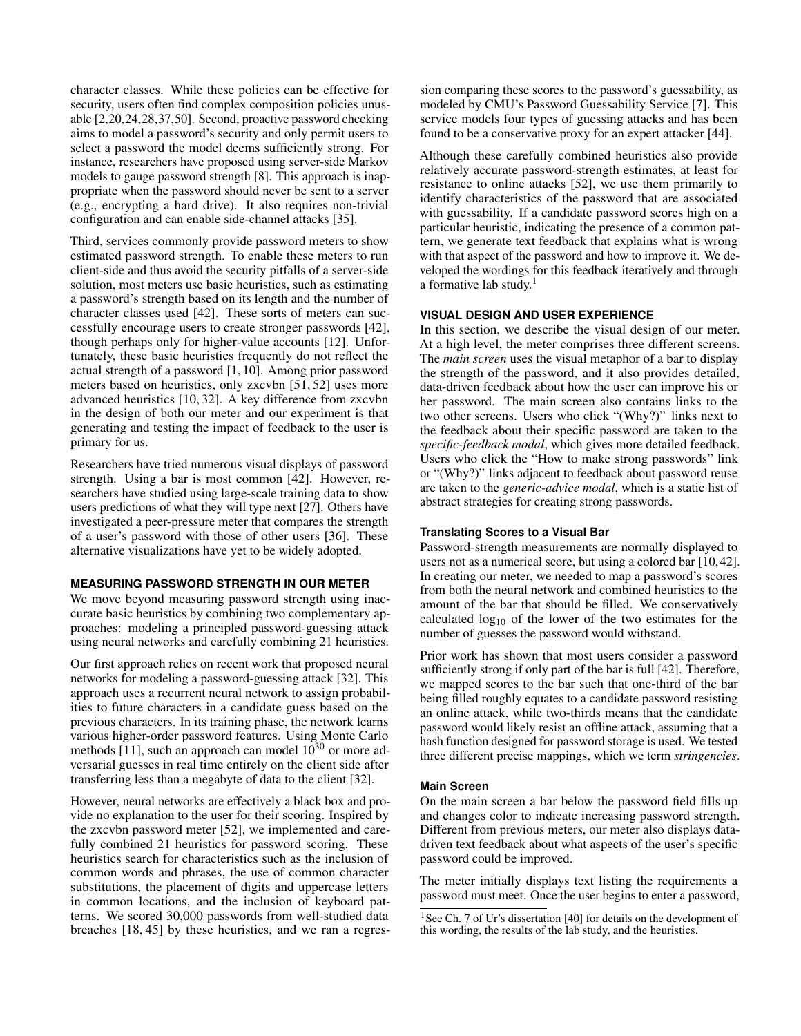character classes. While these policies can be effective for security, users often find complex composition policies unusable [2,20,24,28,37,50]. Second, proactive password checking aims to model a password's security and only permit users to select a password the model deems sufficiently strong. For instance, researchers have proposed using server-side Markov models to gauge password strength [8]. This approach is inappropriate when the password should never be sent to a server (e.g., encrypting a hard drive). It also requires non-trivial configuration and can enable side-channel attacks [35].

Third, services commonly provide password meters to show estimated password strength. To enable these meters to run client-side and thus avoid the security pitfalls of a server-side solution, most meters use basic heuristics, such as estimating a password's strength based on its length and the number of character classes used [42]. These sorts of meters can successfully encourage users to create stronger passwords [42], though perhaps only for higher-value accounts [12]. Unfortunately, these basic heuristics frequently do not reflect the actual strength of a password [1, 10]. Among prior password meters based on heuristics, only zxcvbn [51, 52] uses more advanced heuristics [10, 32]. A key difference from zxcvbn in the design of both our meter and our experiment is that generating and testing the impact of feedback to the user is primary for us.

Researchers have tried numerous visual displays of password strength. Using a bar is most common [42]. However, researchers have studied using large-scale training data to show users predictions of what they will type next [27]. Others have investigated a peer-pressure meter that compares the strength of a user's password with those of other users [36]. These alternative visualizations have yet to be widely adopted.

### MEASURING PASSWORD STRENGTH IN OUR METER

We move beyond measuring password strength using inaccurate basic heuristics by combining two complementary approaches: modeling a principled password-guessing attack using neural networks and carefully combining 21 heuristics.

Our first approach relies on recent work that proposed neural networks for modeling a password-guessing attack [32]. This approach uses a recurrent neural network to assign probabilities to future characters in a candidate guess based on the previous characters. In its training phase, the network learns various higher-order password features. Using Monte Carlo methods [11], such an approach can model $10^{30}$ or more adversarial guesses in real time entirely on the client side after transferring less than a megabyte of data to the client [32].

However, neural networks are effectively a black box and provide no explanation to the user for their scoring. Inspired by the zxcvbn password meter [52], we implemented and carefully combined 21 heuristics for password scoring. These heuristics search for characteristics such as the inclusion of common words and phrases, the use of common character substitutions, the placement of digits and uppercase letters in common locations, and the inclusion of keyboard patterns. We scored 30,000 passwords from well-studied data breaches [18, 45] by these heuristics, and we ran a regression comparing these scores to the password's guessability, as modeled by CMU's Password Guessability Service [7]. This service models four types of guessing attacks and has been found to be a conservative proxy for an expert attacker [44].

Although these carefully combined heuristics also provide relatively accurate password-strength estimates, at least for resistance to online attacks [52], we use them primarily to identify characteristics of the password that are associated with guessability. If a candidate password scores high on a particular heuristic, indicating the presence of a common pattern, we generate text feedback that explains what is wrong with that aspect of the password and how to improve it. We developed the wordings for this feedback iteratively and through a formative lab study.[1]

### VISUAL DESIGN AND USER EXPERIENCE

In this section, we describe the visual design of our meter. At a high level, the meter comprises three different screens. The *main screen* uses the visual metaphor of a bar to display the strength of the password, and it also provides detailed, data-driven feedback about how the user can improve his or her password. The main screen also contains links to the two other screens. Users who click "(Why?)" links next to the feedback about their specific password are taken to the *specific-feedback modal*, which gives more detailed feedback. Users who click the "How to make strong passwords" link or "(Why?)" links adjacent to feedback about password reuse are taken to the *generic-advice modal*, which is a static list of abstract strategies for creating strong passwords.

#### Translating Scores to a Visual Bar

Password-strength measurements are normally displayed to users not as a numerical score, but using a colored bar [10, 42]. In creating our meter, we needed to map a password's scores from both the neural network and combined heuristics to the amount of the bar that should be filled. We conservatively calculated $\log_{10}$ of the lower of the two estimates for the number of guesses the password would withstand.

Prior work has shown that most users consider a password sufficiently strong if only part of the bar is full [42]. Therefore, we mapped scores to the bar such that one-third of the bar being filled roughly equates to a candidate password resisting an online attack, while two-thirds means that the candidate password would likely resist an offline attack, assuming that a hash function designed for password storage is used. We tested three different precise mappings, which we term *stringencies*.

#### Main Screen

On the main screen a bar below the password field fills up and changes color to indicate increasing password strength. Different from previous meters, our meter also displays data-driven text feedback about what aspects of the user's specific password could be improved.

The meter initially displays text listing the requirements a password must meet. Once the user begins to enter a password,

[1] See Ch. 7 of Ur's dissertation [40] for details on the development of this wording, the results of the lab study, and the heuristics.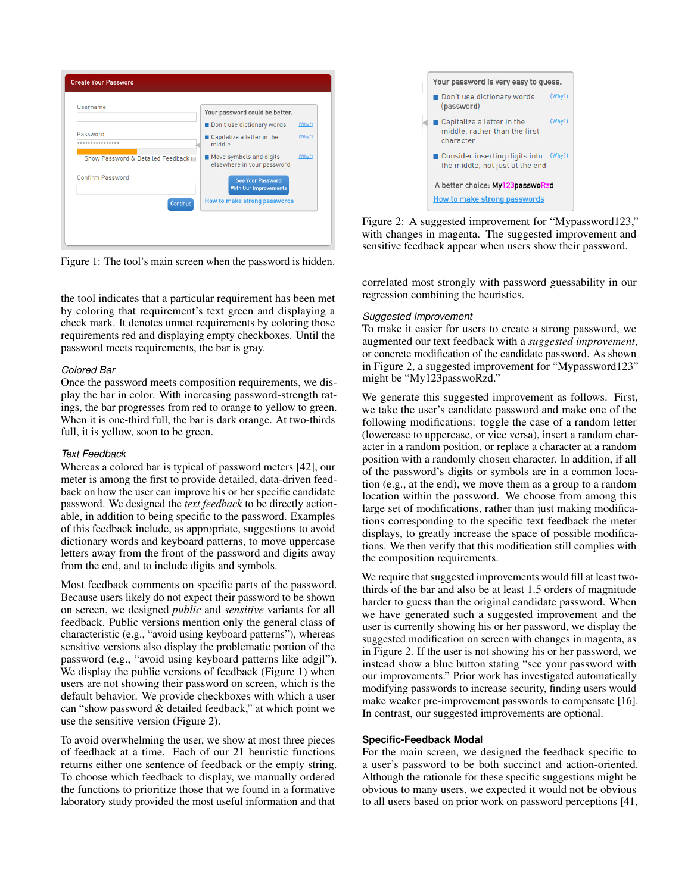Figure 1: The tool's main screen when the password is hidden.

the tool indicates that a particular requirement has been met by coloring that requirement's text green and displaying a check mark. It denotes unmet requirements by coloring those requirements red and displaying empty checkboxes. Until the password meets requirements, the bar is gray.

### *Colored Bar*

Once the password meets composition requirements, we display the bar in color. With increasing password-strength ratings, the bar progresses from red to orange to yellow to green. When it is one-third full, the bar is dark orange. At two-thirds full, it is yellow, soon to be green.

### *Text Feedback*

Whereas a colored bar is typical of password meters [42], our meter is among the first to provide detailed, data-driven feedback on how the user can improve his or her specific candidate password. We designed the *text feedback* to be directly actionable, in addition to being specific to the password. Examples of this feedback include, as appropriate, suggestions to avoid dictionary words and keyboard patterns, to move uppercase letters away from the front of the password and digits away from the end, and to include digits and symbols.

Most feedback comments on specific parts of the password. Because users likely do not expect their password to be shown on screen, we designed *public* and *sensitive* variants for all feedback. Public versions mention only the general class of characteristic (e.g., "avoid using keyboard patterns"), whereas sensitive versions also display the problematic portion of the password (e.g., "avoid using keyboard patterns like adgjl"). We display the public versions of feedback (Figure 1) when users are not showing their password on screen, which is the default behavior. We provide checkboxes with which a user can "show password & detailed feedback," at which point we use the sensitive version (Figure 2).

To avoid overwhelming the user, we show at most three pieces of feedback at a time. Each of our 21 heuristic functions returns either one sentence of feedback or the empty string. To choose which feedback to display, we manually ordered the functions to prioritize those that we found in a formative laboratory study provided the most useful information and that correlated most strongly with password guessability in our regression combining the heuristics.

Figure 2: A suggested improvement for "Mypassword123," with changes in magenta. The suggested improvement and sensitive feedback appear when users show their password.

### *Suggested Improvement*

To make it easier for users to create a strong password, we augmented our text feedback with a *suggested improvement*, or concrete modification of the candidate password. As shown in Figure 2, a suggested improvement for "Mypassword123" might be "My123passwoRzd."

We generate this suggested improvement as follows. First, we take the user's candidate password and make one of the following modifications: toggle the case of a random letter (lowercase to uppercase, or vice versa), insert a random character in a random position, or replace a character at a random position with a randomly chosen character. In addition, if all of the password's digits or symbols are in a common location (e.g., at the end), we move them as a group to a random location within the password. We choose from among this large set of modifications, rather than just making modifications corresponding to the specific text feedback the meter displays, to greatly increase the space of possible modifications. We then verify that this modification still complies with the composition requirements.

We require that suggested improvements would fill at least two-thirds of the bar and also be at least 1.5 orders of magnitude harder to guess than the original candidate password. When we have generated such a suggested improvement and the user is currently showing his or her password, we display the suggested modification on screen with changes in magenta, as in Figure 2. If the user is not showing his or her password, we instead show a blue button stating "see your password with our improvements." Prior work has investigated automatically modifying passwords to increase security, finding users would make weaker pre-improvement passwords to compensate [16]. In contrast, our suggested improvements are optional.

## Specific-Feedback Modal

For the main screen, we designed the feedback specific to a user's password to be both succinct and action-oriented. Although the rationale for these specific suggestions might be obvious to many users, we expected it would not be obvious to all users based on prior work on password perceptions [41,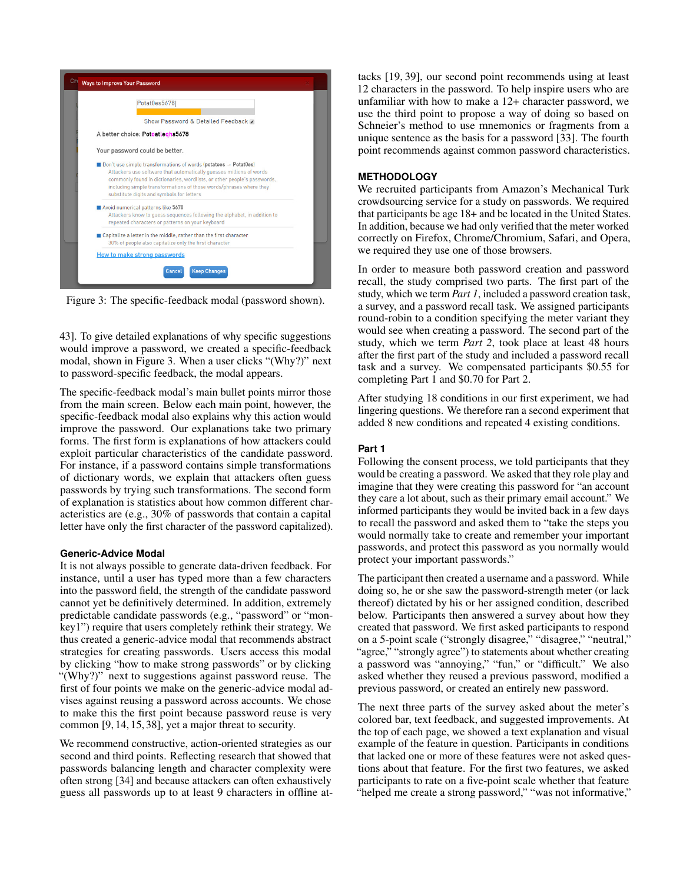Figure 3: The specific-feedback modal (password shown).

43]. To give detailed explanations of why specific suggestions would improve a password, we created a specific-feedback modal, shown in Figure 3. When a user clicks "(Why?)" next to password-specific feedback, the modal appears.

The specific-feedback modal's main bullet points mirror those from the main screen. Below each main point, however, the specific-feedback modal also explains why this action would improve the password. Our explanations take two primary forms. The first form is explanations of how attackers could exploit particular characteristics of the candidate password. For instance, if a password contains simple transformations of dictionary words, we explain that attackers often guess passwords by trying such transformations. The second form of explanation is statistics about how common different characteristics are (e.g., 30% of passwords that contain a capital letter have only the first character of the password capitalized).

### Generic-Advice Modal

It is not always possible to generate data-driven feedback. For instance, until a user has typed more than a few characters into the password field, the strength of the candidate password cannot yet be definitively determined. In addition, extremely predictable candidate passwords (e.g., "password" or "monkey1") require that users completely rethink their strategy. We thus created a generic-advice modal that recommends abstract strategies for creating passwords. Users access this modal by clicking "how to make strong passwords" or by clicking "(Why?)" next to suggestions against password reuse. The first of four points we make on the generic-advice modal advises against reusing a password across accounts. We chose to make this the first point because password reuse is very common [9, 14, 15, 38], yet a major threat to security.

We recommend constructive, action-oriented strategies as our second and third points. Reflecting research that showed that passwords balancing length and character complexity were often strong [34] and because attackers can often exhaustively guess all passwords up to at least 9 characters in offline attacks [19, 39], our second point recommends using at least 12 characters in the password. To help inspire users who are unfamiliar with how to make a 12+ character password, we use the third point to propose a way of doing so based on Schneier's method to use mnemonics or fragments from a unique sentence as the basis for a password [33]. The fourth point recommends against common password characteristics.

## METHODOLOGY

We recruited participants from Amazon's Mechanical Turk crowdsourcing service for a study on passwords. We required that participants be age 18+ and be located in the United States. In addition, because we had only verified that the meter worked correctly on Firefox, Chrome/Chromium, Safari, and Opera, we required they use one of those browsers.

In order to measure both password creation and password recall, the study comprised two parts. The first part of the study, which we term *Part 1*, included a password creation task, a survey, and a password recall task. We assigned participants round-robin to a condition specifying the meter variant they would see when creating a password. The second part of the study, which we term *Part 2*, took place at least 48 hours after the first part of the study and included a password recall task and a survey. We compensated participants $0.55 for completing Part 1 and $0.70 for Part 2.

After studying 18 conditions in our first experiment, we had lingering questions. We therefore ran a second experiment that added 8 new conditions and repeated 4 existing conditions.

### Part 1

Following the consent process, we told participants that they would be creating a password. We asked that they role play and imagine that they were creating this password for "an account they care a lot about, such as their primary email account." We informed participants they would be invited back in a few days to recall the password and asked them to "take the steps you would normally take to create and remember your important passwords, and protect this password as you normally would protect your important passwords."

The participant then created a username and a password. While doing so, he or she saw the password-strength meter (or lack thereof) dictated by his or her assigned condition, described below. Participants then answered a survey about how they created that password. We first asked participants to respond on a 5-point scale ("strongly disagree," "disagree," "neutral," "agree," "strongly agree") to statements about whether creating a password was "annoying," "fun," or "difficult." We also asked whether they reused a previous password, modified a previous password, or created an entirely new password.

The next three parts of the survey asked about the meter's colored bar, text feedback, and suggested improvements. At the top of each page, we showed a text explanation and visual example of the feature in question. Participants in conditions that lacked one or more of these features were not asked questions about that feature. For the first two features, we asked participants to rate on a five-point scale whether that feature "helped me create a strong password," "was not informative,"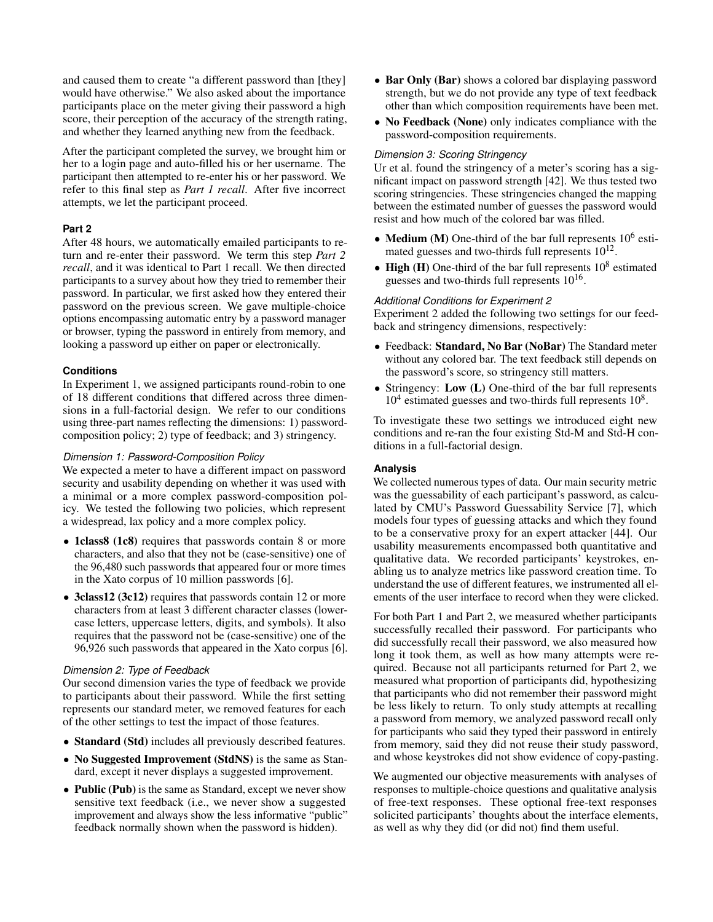and caused them to create "a different password than [they] would have otherwise." We also asked about the importance participants place on the meter giving their password a high score, their perception of the accuracy of the strength rating, and whether they learned anything new from the feedback.

After the participant completed the survey, we brought him or her to a login page and auto-filled his or her username. The participant then attempted to re-enter his or her password. We refer to this final step as *Part 1 recall*. After five incorrect attempts, we let the participant proceed.

### Part 2

After 48 hours, we automatically emailed participants to return and re-enter their password. We term this step *Part 2 recall*, and it was identical to Part 1 recall. We then directed participants to a survey about how they tried to remember their password. In particular, we first asked how they entered their password on the previous screen. We gave multiple-choice options encompassing automatic entry by a password manager or browser, typing the password in entirely from memory, and looking a password up either on paper or electronically.

### Conditions

In Experiment 1, we assigned participants round-robin to one of 18 different conditions that differed across three dimensions in a full-factorial design. We refer to our conditions using three-part names reflecting the dimensions: 1) password-composition policy; 2) type of feedback; and 3) stringency.

#### *Dimension 1: Password-Composition Policy*

We expected a meter to have a different impact on password security and usability depending on whether it was used with a minimal or a more complex password-composition policy. We tested the following two policies, which represent a widespread, lax policy and a more complex policy.

- **1class8 (1c8)** requires that passwords contain 8 or more characters, and also that they not be (case-sensitive) one of the 96,480 such passwords that appeared four or more times in the Xato corpus of 10 million passwords [6].
- **3class12 (3c12)** requires that passwords contain 12 or more characters from at least 3 different character classes (lowercase letters, uppercase letters, digits, and symbols). It also requires that the password not be (case-sensitive) one of the 96,926 such passwords that appeared in the Xato corpus [6].

#### *Dimension 2: Type of Feedback*

Our second dimension varies the type of feedback we provide to participants about their password. While the first setting represents our standard meter, we removed features for each of the other settings to test the impact of those features.

- **Standard (Std)** includes all previously described features.
- **No Suggested Improvement (StdNS)** is the same as Standard, except it never displays a suggested improvement.
- **Public (Pub)** is the same as Standard, except we never show sensitive text feedback (i.e., we never show a suggested improvement and always show the less informative "public" feedback normally shown when the password is hidden).
- **Bar Only (Bar)** shows a colored bar displaying password strength, but we do not provide any type of text feedback other than which composition requirements have been met.
- **No Feedback (None)** only indicates compliance with the password-composition requirements.

#### *Dimension 3: Scoring Stringency*

Ur et al. found the stringency of a meter's scoring has a significant impact on password strength [42]. We thus tested two scoring stringencies. These stringencies changed the mapping between the estimated number of guesses the password would resist and how much of the colored bar was filled.

- **Medium (M)** One-third of the bar full represents $10^6$ estimated guesses and two-thirds full represents $10^{12}$.
- **High (H)** One-third of the bar full represents $10^8$ estimated guesses and two-thirds full represents $10^{16}$.

#### *Additional Conditions for Experiment 2*

Experiment 2 added the following two settings for our feedback and stringency dimensions, respectively:

- Feedback: **Standard, No Bar (NoBar)** The Standard meter without any colored bar. The text feedback still depends on the password's score, so stringency still matters.
- Stringency: **Low (L)** One-third of the bar full represents $10^4$ estimated guesses and two-thirds full represents $10^8$.

To investigate these two settings we introduced eight new conditions and re-ran the four existing Std-M and Std-H conditions in a full-factorial design.

### Analysis

We collected numerous types of data. Our main security metric was the guessability of each participant's password, as calculated by CMU's Password Guessability Service [7], which models four types of guessing attacks and which they found to be a conservative proxy for an expert attacker [44]. Our usability measurements encompassed both quantitative and qualitative data. We recorded participants' keystrokes, enabling us to analyze metrics like password creation time. To understand the use of different features, we instrumented all elements of the user interface to record when they were clicked.

For both Part 1 and Part 2, we measured whether participants successfully recalled their password. For participants who did successfully recall their password, we also measured how long it took them, as well as how many attempts were required. Because not all participants returned for Part 2, we measured what proportion of participants did, hypothesizing that participants who did not remember their password might be less likely to return. To only study attempts at recalling a password from memory, we analyzed password recall only for participants who said they typed their password in entirely from memory, said they did not reuse their study password, and whose keystrokes did not show evidence of copy-pasting.

We augmented our objective measurements with analyses of responses to multiple-choice questions and qualitative analysis of free-text responses. These optional free-text responses solicited participants' thoughts about the interface elements, as well as why they did (or did not) find them useful.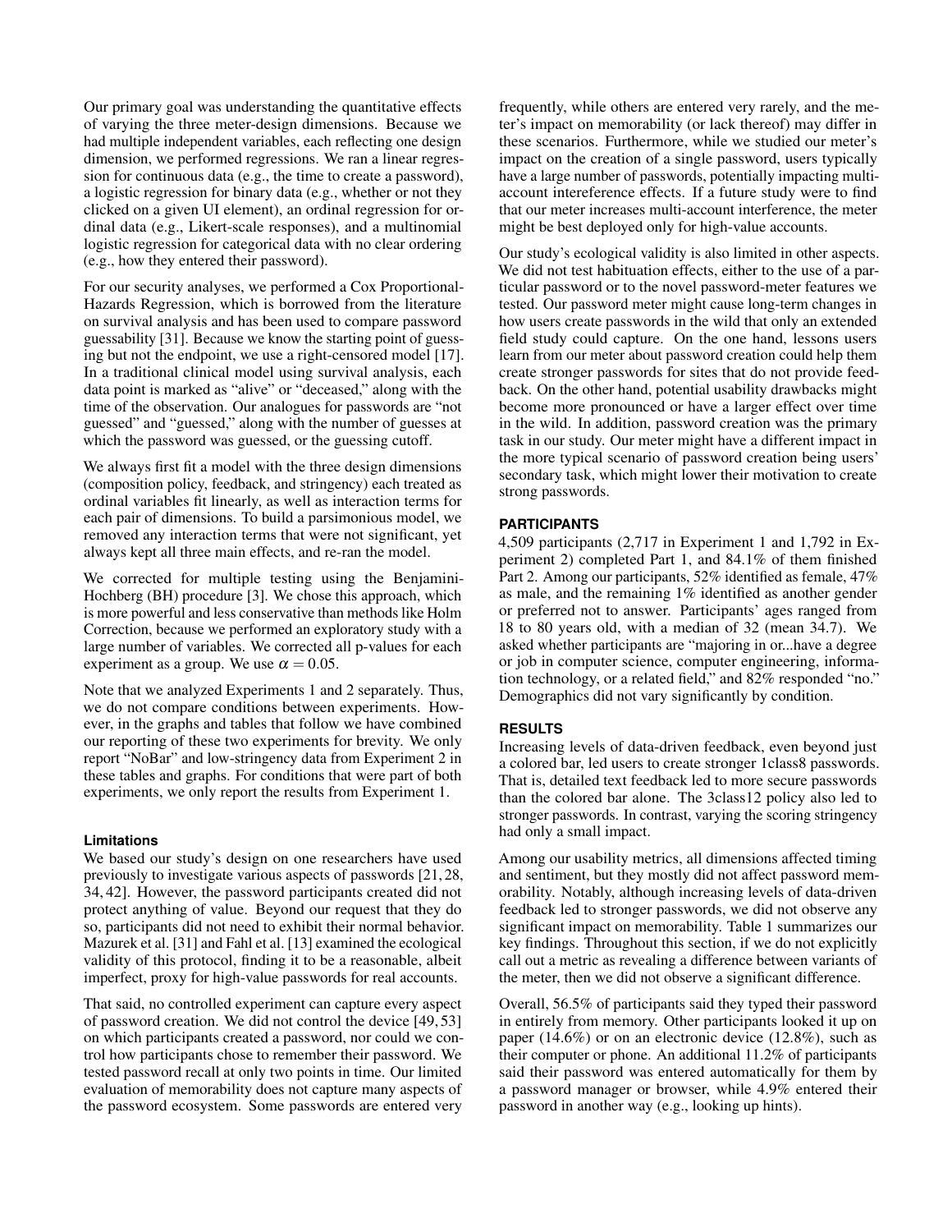Our primary goal was understanding the quantitative effects of varying the three meter-design dimensions. Because we had multiple independent variables, each reflecting one design dimension, we performed regressions. We ran a linear regression for continuous data (e.g., the time to create a password), a logistic regression for binary data (e.g., whether or not they clicked on a given UI element), an ordinal regression for ordinal data (e.g., Likert-scale responses), and a multinomial logistic regression for categorical data with no clear ordering (e.g., how they entered their password).

For our security analyses, we performed a Cox Proportional-Hazards Regression, which is borrowed from the literature on survival analysis and has been used to compare password guessability [31]. Because we know the starting point of guessing but not the endpoint, we use a right-censored model [17]. In a traditional clinical model using survival analysis, each data point is marked as "alive" or "deceased," along with the time of the observation. Our analogues for passwords are "not guessed" and "guessed," along with the number of guesses at which the password was guessed, or the guessing cutoff.

We always first fit a model with the three design dimensions (composition policy, feedback, and stringency) each treated as ordinal variables fit linearly, as well as interaction terms for each pair of dimensions. To build a parsimonious model, we removed any interaction terms that were not significant, yet always kept all three main effects, and re-ran the model.

We corrected for multiple testing using the Benjamini-Hochberg (BH) procedure [3]. We chose this approach, which is more powerful and less conservative than methods like Holm Correction, because we performed an exploratory study with a large number of variables. We corrected all p-values for each experiment as a group. We use $\alpha = 0.05$.

Note that we analyzed Experiments 1 and 2 separately. Thus, we do not compare conditions between experiments. However, in the graphs and tables that follow we have combined our reporting of these two experiments for brevity. We only report "NoBar" and low-stringency data from Experiment 2 in these tables and graphs. For conditions that were part of both experiments, we only report the results from Experiment 1.

### Limitations

We based our study's design on one researchers have used previously to investigate various aspects of passwords [21, 28, 34, 42]. However, the password participants created did not protect anything of value. Beyond our request that they do so, participants did not need to exhibit their normal behavior. Mazurek et al. [31] and Fahl et al. [13] examined the ecological validity of this protocol, finding it to be a reasonable, albeit imperfect, proxy for high-value passwords for real accounts.

That said, no controlled experiment can capture every aspect of password creation. We did not control the device [49, 53] on which participants created a password, nor could we control how participants chose to remember their password. We tested password recall at only two points in time. Our limited evaluation of memorability does not capture many aspects of the password ecosystem. Some passwords are entered very frequently, while others are entered very rarely, and the meter's impact on memorability (or lack thereof) may differ in these scenarios. Furthermore, while we studied our meter's impact on the creation of a single password, users typically have a large number of passwords, potentially impacting multi-account intereference effects. If a future study were to find that our meter increases multi-account interference, the meter might be best deployed only for high-value accounts.

Our study's ecological validity is also limited in other aspects. We did not test habituation effects, either to the use of a particular password or to the novel password-meter features we tested. Our password meter might cause long-term changes in how users create passwords in the wild that only an extended field study could capture. On the one hand, lessons users learn from our meter about password creation could help them create stronger passwords for sites that do not provide feedback. On the other hand, potential usability drawbacks might become more pronounced or have a larger effect over time in the wild. In addition, password creation was the primary task in our study. Our meter might have a different impact in the more typical scenario of password creation being users' secondary task, which might lower their motivation to create strong passwords.

## PARTICIPANTS

4,509 participants (2,717 in Experiment 1 and 1,792 in Experiment 2) completed Part 1, and 84.1% of them finished Part 2. Among our participants, 52% identified as female, 47% as male, and the remaining 1% identified as another gender or preferred not to answer. Participants' ages ranged from 18 to 80 years old, with a median of 32 (mean 34.7). We asked whether participants are "majoring in or...have a degree or job in computer science, computer engineering, information technology, or a related field," and 82% responded "no." Demographics did not vary significantly by condition.

## RESULTS

Increasing levels of data-driven feedback, even beyond just a colored bar, led users to create stronger 1class8 passwords. That is, detailed text feedback led to more secure passwords than the colored bar alone. The 3class12 policy also led to stronger passwords. In contrast, varying the scoring stringency had only a small impact.

Among our usability metrics, all dimensions affected timing and sentiment, but they mostly did not affect password memorability. Notably, although increasing levels of data-driven feedback led to stronger passwords, we did not observe any significant impact on memorability. Table 1 summarizes our key findings. Throughout this section, if we do not explicitly call out a metric as revealing a difference between variants of the meter, then we did not observe a significant difference.

Overall, 56.5% of participants said they typed their password in entirely from memory. Other participants looked it up on paper (14.6%) or on an electronic device (12.8%), such as their computer or phone. An additional 11.2% of participants said their password was entered automatically for them by a password manager or browser, while 4.9% entered their password in another way (e.g., looking up hints).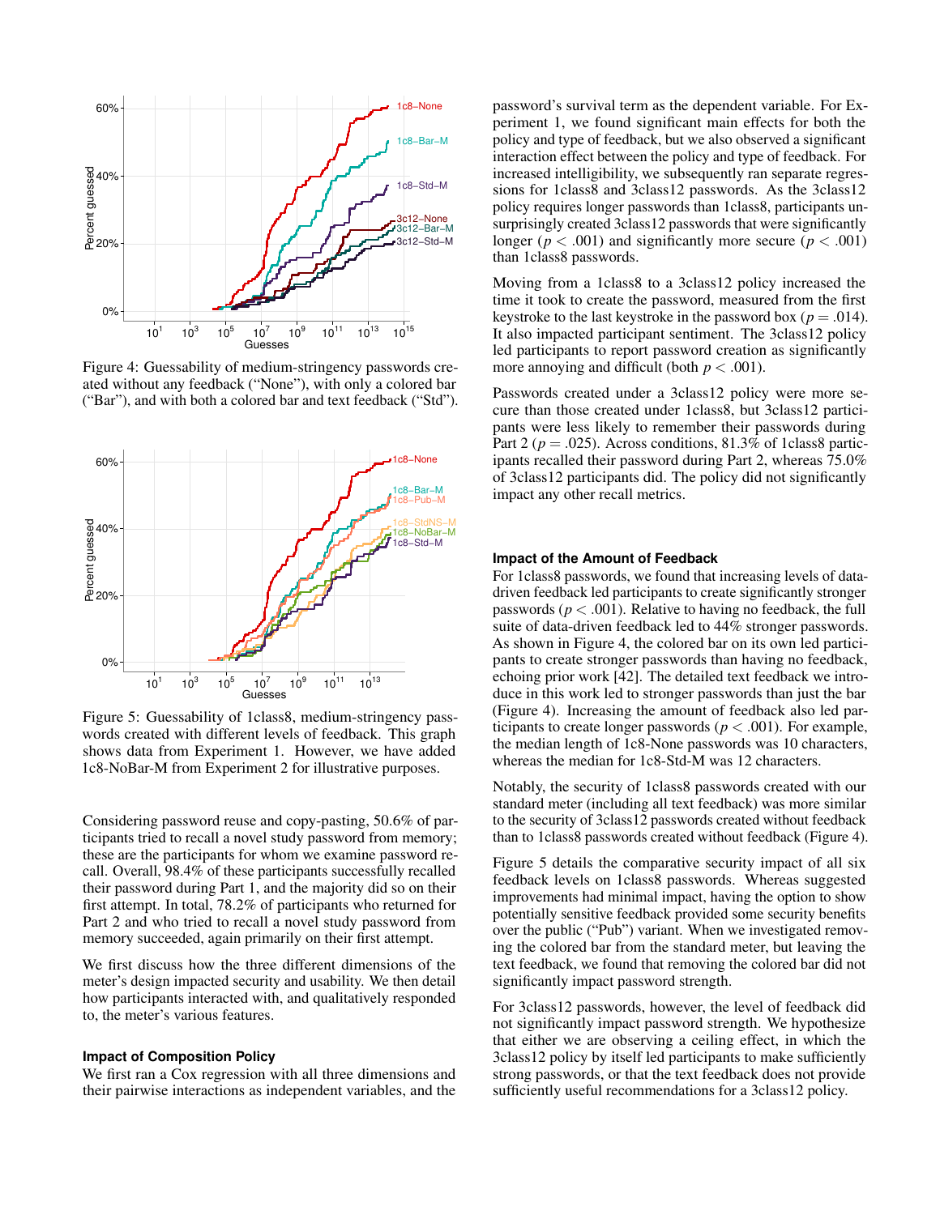60%
40%
20%
0%
Percent guessed
10^1 10^3 10^5 10^7 10^9 10^11 10^13 10^15
Guesses
1c8–None
1c8–Bar–M
1c8–Std–M
3c12–None
3c12–Bar–M
3c12–Std–M

Figure 4: Guessability of medium-stringency passwords created without any feedback ("None"), with only a colored bar ("Bar"), and with both a colored bar and text feedback ("Std").

60%
40%
20%
0%
Percent guessed
10^1 10^3 10^5 10^7 10^9 10^11 10^13
Guesses
1c8–None
1c8–Bar–M
1c8–Pub–M
1c8–StdNS–M
1c8–NoBar–M
1c8–Std–M

Figure 5: Guessability of 1class8, medium-stringency passwords created with different levels of feedback. This graph shows data from Experiment 1. However, we have added 1c8-NoBar-M from Experiment 2 for illustrative purposes.

Considering password reuse and copy-pasting, 50.6% of participants tried to recall a novel study password from memory; these are the participants for whom we examine password recall. Overall, 98.4% of these participants successfully recalled their password during Part 1, and the majority did so on their first attempt. In total, 78.2% of participants who returned for Part 2 and who tried to recall a novel study password from memory succeeded, again primarily on their first attempt.

We first discuss how the three different dimensions of the meter's design impacted security and usability. We then detail how participants interacted with, and qualitatively responded to, the meter's various features.

### Impact of Composition Policy

We first ran a Cox regression with all three dimensions and their pairwise interactions as independent variables, and the password's survival term as the dependent variable. For Experiment 1, we found significant main effects for both the policy and type of feedback, but we also observed a significant interaction effect between the policy and type of feedback. For increased intelligibility, we subsequently ran separate regressions for 1class8 and 3class12 passwords. As the 3class12 policy requires longer passwords than 1class8, participants unsurprisingly created 3class12 passwords that were significantly longer ($p < .001$) and significantly more secure ($p < .001$) than 1class8 passwords.

Moving from a 1class8 to a 3class12 policy increased the time it took to create the password, measured from the first keystroke to the last keystroke in the password box ($p = .014$). It also impacted participant sentiment. The 3class12 policy led participants to report password creation as significantly more annoying and difficult (both $p < .001$).

Passwords created under a 3class12 policy were more secure than those created under 1class8, but 3class12 participants were less likely to remember their passwords during Part 2 ($p = .025$). Across conditions, 81.3% of 1class8 participants recalled their password during Part 2, whereas 75.0% of 3class12 participants did. The policy did not significantly impact any other recall metrics.

### Impact of the Amount of Feedback

For 1class8 passwords, we found that increasing levels of data-driven feedback led participants to create significantly stronger passwords ($p < .001$). Relative to having no feedback, the full suite of data-driven feedback led to 44% stronger passwords. As shown in Figure 4, the colored bar on its own led participants to create stronger passwords than having no feedback, echoing prior work [42]. The detailed text feedback we introduce in this work led to stronger passwords than just the bar (Figure 4). Increasing the amount of feedback also led participants to create longer passwords ($p < .001$). For example, the median length of 1c8-None passwords was 10 characters, whereas the median for 1c8-Std-M was 12 characters.

Notably, the security of 1class8 passwords created with our standard meter (including all text feedback) was more similar to the security of 3class12 passwords created without feedback than to 1class8 passwords created without feedback (Figure 4).

Figure 5 details the comparative security impact of all six feedback levels on 1class8 passwords. Whereas suggested improvements had minimal impact, having the option to show potentially sensitive feedback provided some security benefits over the public ("Pub") variant. When we investigated removing the colored bar from the standard meter, but leaving the text feedback, we found that removing the colored bar did not significantly impact password strength.

For 3class12 passwords, however, the level of feedback did not significantly impact password strength. We hypothesize that either we are observing a ceiling effect, in which the 3class12 policy by itself led participants to make sufficiently strong passwords, or that the text feedback does not provide sufficiently useful recommendations for a 3class12 policy.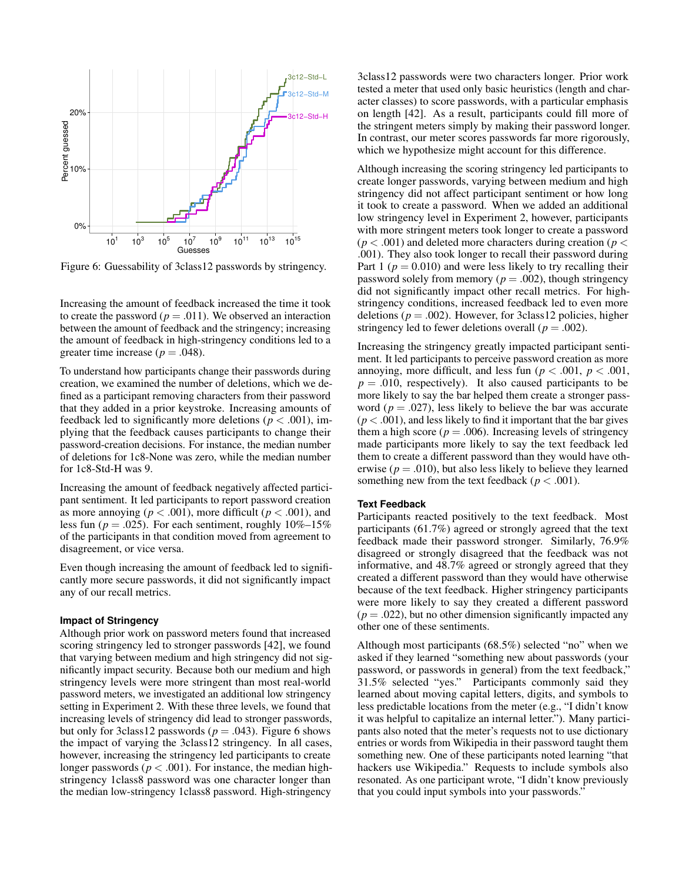3c12–Std–L
3c12–Std–M
3c12–Std–H
20%
10%
0%
Percent guessed
$10^1$ $10^3$ $10^5$ $10^7$ $10^9$ $10^{11}$ $10^{13}$ $10^{15}$
Guesses

Figure 6: Guessability of 3class12 passwords by stringency.

Increasing the amount of feedback increased the time it took to create the password ($p = .011$). We observed an interaction between the amount of feedback and the stringency; increasing the amount of feedback in high-stringency conditions led to a greater time increase ($p = .048$).

To understand how participants change their passwords during creation, we examined the number of deletions, which we defined as a participant removing characters from their password that they added in a prior keystroke. Increasing amounts of feedback led to significantly more deletions ($p < .001$), implying that the feedback causes participants to change their password-creation decisions. For instance, the median number of deletions for 1c8-None was zero, while the median number for 1c8-Std-H was 9.

Increasing the amount of feedback negatively affected participant sentiment. It led participants to report password creation as more annoying ($p < .001$), more difficult ($p < .001$), and less fun ($p = .025$). For each sentiment, roughly 10%–15% of the participants in that condition moved from agreement to disagreement, or vice versa.

Even though increasing the amount of feedback led to significantly more secure passwords, it did not significantly impact any of our recall metrics.

### Impact of Stringency

Although prior work on password meters found that increased scoring stringency led to stronger passwords [42], we found that varying between medium and high stringency did not significantly impact security. Because both our medium and high stringency levels were more stringent than most real-world password meters, we investigated an additional low stringency setting in Experiment 2. With these three levels, we found that increasing levels of stringency did lead to stronger passwords, but only for 3class12 passwords ($p = .043$). Figure 6 shows the impact of varying the 3class12 stringency. In all cases, however, increasing the stringency led participants to create longer passwords ($p < .001$). For instance, the median high-stringency 1class8 password was one character longer than the median low-stringency 1class8 password. High-stringency 3class12 passwords were two characters longer. Prior work tested a meter that used only basic heuristics (length and character classes) to score passwords, with a particular emphasis on length [42]. As a result, participants could fill more of the stringent meters simply by making their password longer. In contrast, our meter scores passwords far more rigorously, which we hypothesize might account for this difference.

Although increasing the scoring stringency led participants to create longer passwords, varying between medium and high stringency did not affect participant sentiment or how long it took to create a password. When we added an additional low stringency level in Experiment 2, however, participants with more stringent meters took longer to create a password ($p < .001$) and deleted more characters during creation ($p < .001$). They also took longer to recall their password during Part 1 ($p = 0.010$) and were less likely to try recalling their password solely from memory ($p = .002$), though stringency did not significantly impact other recall metrics. For high-stringency conditions, increased feedback led to even more deletions ($p = .002$). However, for 3class12 policies, higher stringency led to fewer deletions overall ($p = .002$).

Increasing the stringency greatly impacted participant sentiment. It led participants to perceive password creation as more annoying, more difficult, and less fun ($p < .001$, $p < .001$, $p = .010$, respectively). It also caused participants to be more likely to say the bar helped them create a stronger password ($p = .027$), less likely to believe the bar was accurate ($p < .001$), and less likely to find it important that the bar gives them a high score ($p = .006$). Increasing levels of stringency made participants more likely to say the text feedback led them to create a different password than they would have otherwise ($p = .010$), but also less likely to believe they learned something new from the text feedback ($p < .001$).

### Text Feedback

Participants reacted positively to the text feedback. Most participants (61.7%) agreed or strongly agreed that the text feedback made their password stronger. Similarly, 76.9% disagreed or strongly disagreed that the feedback was not informative, and 48.7% agreed or strongly agreed that they created a different password than they would have otherwise because of the text feedback. Higher stringency participants were more likely to say they created a different password ($p = .022$), but no other dimension significantly impacted any other one of these sentiments.

Although most participants (68.5%) selected "no" when we asked if they learned "something new about passwords (your password, or passwords in general) from the text feedback," 31.5% selected "yes." Participants commonly said they learned about moving capital letters, digits, and symbols to less predictable locations from the meter (e.g., "I didn't know it was helpful to capitalize an internal letter."). Many participants also noted that the meter's requests not to use dictionary entries or words from Wikipedia in their password taught them something new. One of these participants noted learning "that hackers use Wikipedia." Requests to include symbols also resonated. As one participant wrote, "I didn't know previously that you could input symbols into your passwords."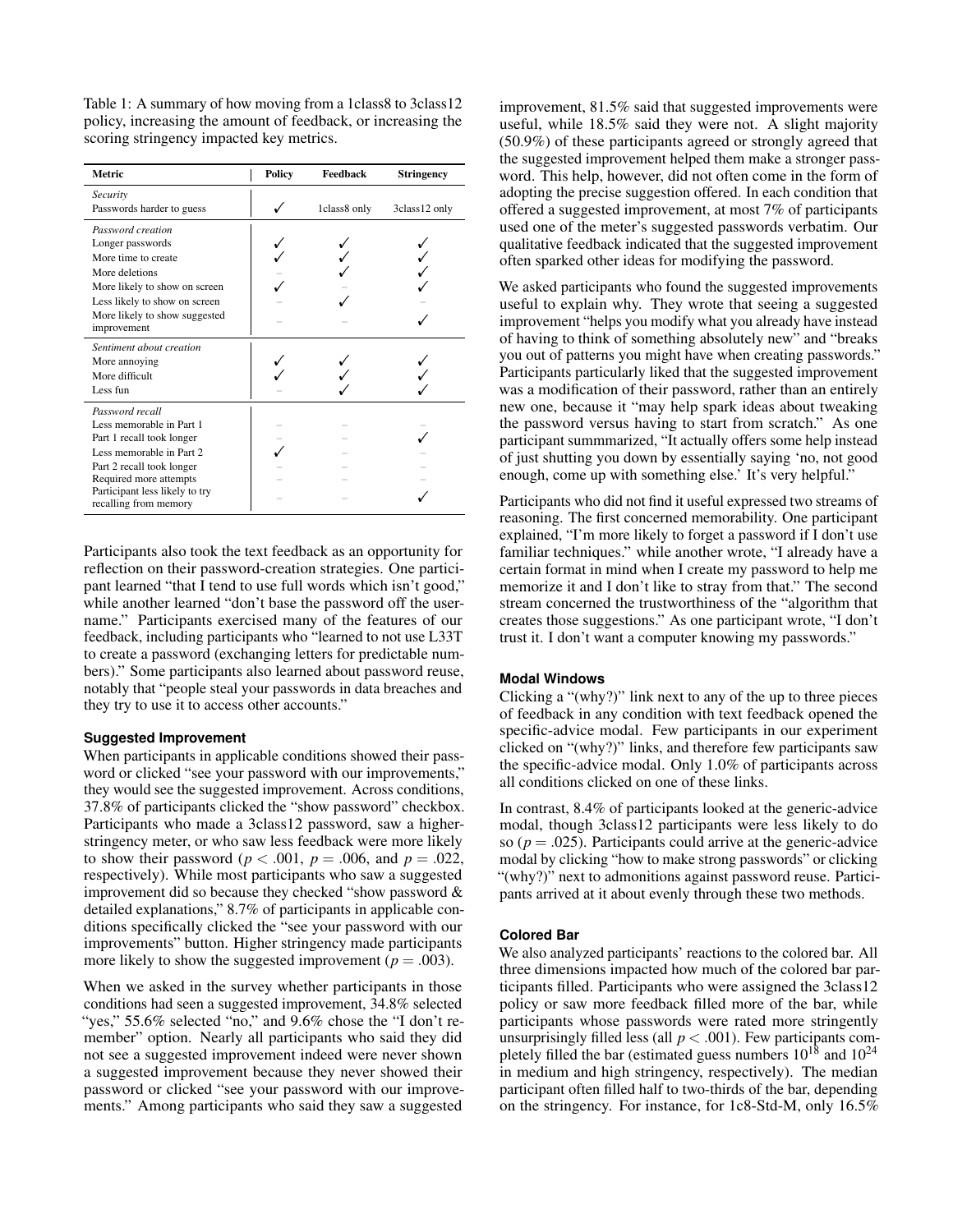Table 1: A summary of how moving from a 1class8 to 3class12 policy, increasing the amount of feedback, or increasing the scoring stringency impacted key metrics.

| Metric | Policy | Feedback | Stringency |
| --- | --- | --- | --- |
| *Security* | | | |
| Passwords harder to guess | ✓ | 1class8 only | 3class12 only |
| *Password creation* | | | |
| Longer passwords | ✓ | ✓ | ✓ |
| More time to create | ✓ | ✓ | ✓ |
| More deletions | – | ✓ | ✓ |
| More likely to show on screen | ✓ | – | ✓ |
| Less likely to show on screen | – | ✓ | – |
| More likely to show suggested improvement | – | – | ✓ |
| *Sentiment about creation* | | | |
| More annoying | ✓ | ✓ | ✓ |
| More difficult | ✓ | ✓ | ✓ |
| Less fun | – | ✓ | ✓ |
| *Password recall* | | | |
| Less memorable in Part 1 | – | – | – |
| Part 1 recall took longer | – | – | ✓ |
| Less memorable in Part 2 | ✓ | – | – |
| Part 2 recall took longer | – | – | – |
| Required more attempts | – | – | – |
| Participant less likely to try recalling from memory | – | – | ✓ |

Participants also took the text feedback as an opportunity for reflection on their password-creation strategies. One participant learned "that I tend to use full words which isn't good," while another learned "don't base the password off the username." Participants exercised many of the features of our feedback, including participants who "learned to not use L33T to create a password (exchanging letters for predictable numbers)." Some participants also learned about password reuse, notably that "people steal your passwords in data breaches and they try to use it to access other accounts."

### Suggested Improvement

When participants in applicable conditions showed their password or clicked "see your password with our improvements," they would see the suggested improvement. Across conditions, 37.8% of participants clicked the "show password" checkbox. Participants who made a 3class12 password, saw a higher-stringency meter, or who saw less feedback were more likely to show their password ($p < .001$, $p = .006$, and $p = .022$, respectively). While most participants who saw a suggested improvement did so because they checked "show password & detailed explanations," 8.7% of participants in applicable conditions specifically clicked the "see your password with our improvements" button. Higher stringency made participants more likely to show the suggested improvement ($p = .003$).

When we asked in the survey whether participants in those conditions had seen a suggested improvement, 34.8% selected "yes," 55.6% selected "no," and 9.6% chose the "I don't remember" option. Nearly all participants who said they did not see a suggested improvement indeed were never shown a suggested improvement because they never showed their password or clicked "see your password with our improvements." Among participants who said they saw a suggested improvement, 81.5% said that suggested improvements were useful, while 18.5% said they were not. A slight majority (50.9%) of these participants agreed or strongly agreed that the suggested improvement helped them make a stronger password. This help, however, did not often come in the form of adopting the precise suggestion offered. In each condition that offered a suggested improvement, at most 7% of participants used one of the meter's suggested passwords verbatim. Our qualitative feedback indicated that the suggested improvement often sparked other ideas for modifying the password.

We asked participants who found the suggested improvements useful to explain why. They wrote that seeing a suggested improvement "helps you modify what you already have instead of having to think of something absolutely new" and "breaks you out of patterns you might have when creating passwords." Participants particularly liked that the suggested improvement was a modification of their password, rather than an entirely new one, because it "may help spark ideas about tweaking the password versus having to start from scratch." As one participant summmarized, "It actually offers some help instead of just shutting you down by essentially saying 'no, not good enough, come up with something else.' It's very helpful."

Participants who did not find it useful expressed two streams of reasoning. The first concerned memorability. One participant explained, "I'm more likely to forget a password if I don't use familiar techniques." while another wrote, "I already have a certain format in mind when I create my password to help me memorize it and I don't like to stray from that." The second stream concerned the trustworthiness of the "algorithm that creates those suggestions." As one participant wrote, "I don't trust it. I don't want a computer knowing my passwords."

### Modal Windows

Clicking a "(why?)" link next to any of the up to three pieces of feedback in any condition with text feedback opened the specific-advice modal. Few participants in our experiment clicked on "(why?)" links, and therefore few participants saw the specific-advice modal. Only 1.0% of participants across all conditions clicked on one of these links.

In contrast, 8.4% of participants looked at the generic-advice modal, though 3class12 participants were less likely to do so ($p = .025$). Participants could arrive at the generic-advice modal by clicking "how to make strong passwords" or clicking "(why?)" next to admonitions against password reuse. Participants arrived at it about evenly through these two methods.

### Colored Bar

We also analyzed participants' reactions to the colored bar. All three dimensions impacted how much of the colored bar participants filled. Participants who were assigned the 3class12 policy or saw more feedback filled more of the bar, while participants whose passwords were rated more stringently unsurprisingly filled less (all $p < .001$). Few participants completely filled the bar (estimated guess numbers $10^{18}$ and $10^{24}$ in medium and high stringency, respectively). The median participant often filled half to two-thirds of the bar, depending on the stringency. For instance, for 1c8-Std-M, only 16.5%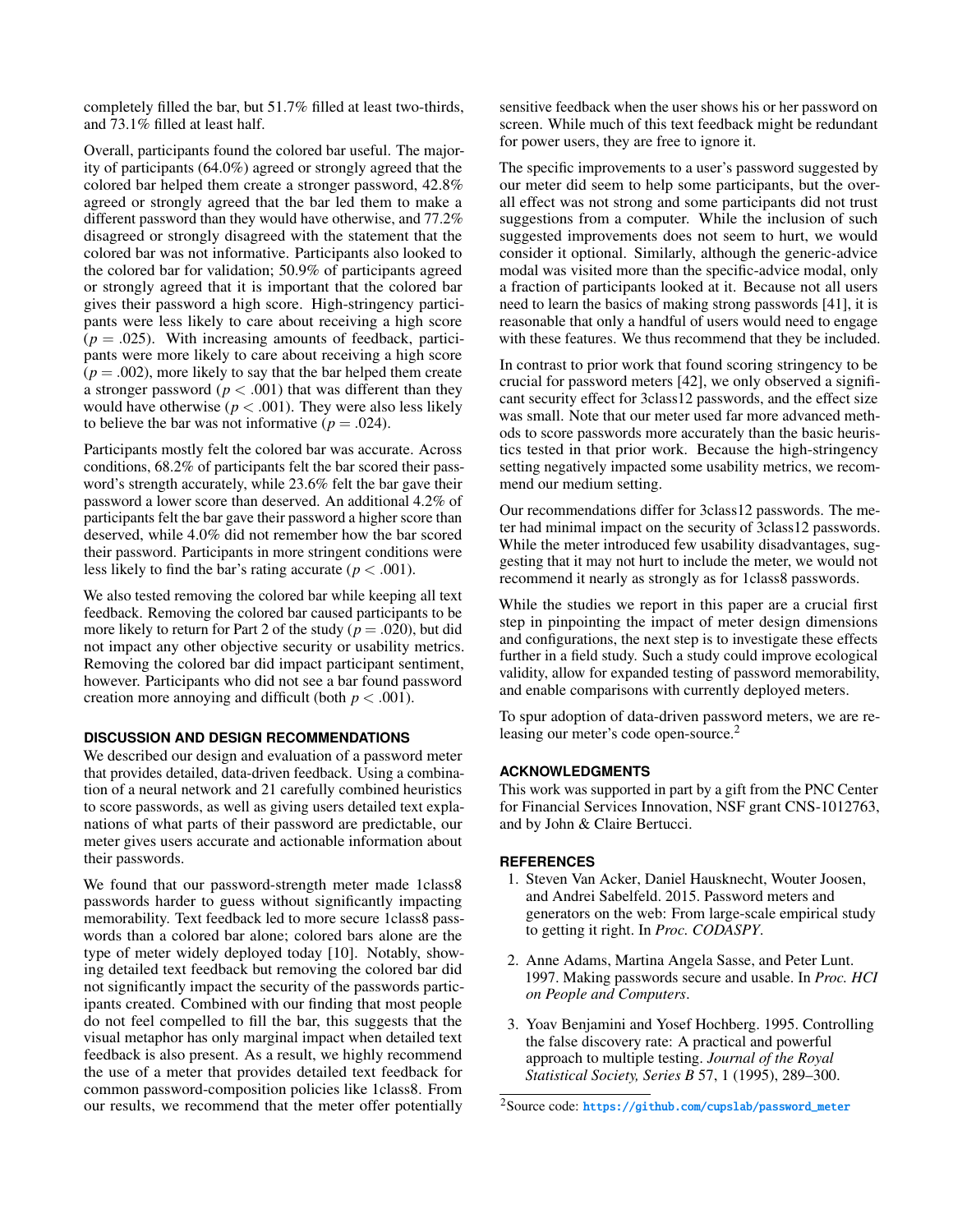completely filled the bar, but 51.7% filled at least two-thirds, and 73.1% filled at least half.

Overall, participants found the colored bar useful. The majority of participants (64.0%) agreed or strongly agreed that the colored bar helped them create a stronger password, 42.8% agreed or strongly agreed that the bar led them to make a different password than they would have otherwise, and 77.2% disagreed or strongly disagreed with the statement that the colored bar was not informative. Participants also looked to the colored bar for validation; 50.9% of participants agreed or strongly agreed that it is important that the colored bar gives their password a high score. High-stringency participants were less likely to care about receiving a high score ($p = .025$). With increasing amounts of feedback, participants were more likely to care about receiving a high score ($p = .002$), more likely to say that the bar helped them create a stronger password ($p < .001$) that was different than they would have otherwise ($p < .001$). They were also less likely to believe the bar was not informative ($p = .024$).

Participants mostly felt the colored bar was accurate. Across conditions, 68.2% of participants felt the bar scored their password's strength accurately, while 23.6% felt the bar gave their password a lower score than deserved. An additional 4.2% of participants felt the bar gave their password a higher score than deserved, while 4.0% did not remember how the bar scored their password. Participants in more stringent conditions were less likely to find the bar's rating accurate ($p < .001$).

We also tested removing the colored bar while keeping all text feedback. Removing the colored bar caused participants to be more likely to return for Part 2 of the study ($p = .020$), but did not impact any other objective security or usability metrics. Removing the colored bar did impact participant sentiment, however. Participants who did not see a bar found password creation more annoying and difficult (both $p < .001$).

## DISCUSSION AND DESIGN RECOMMENDATIONS

We described our design and evaluation of a password meter that provides detailed, data-driven feedback. Using a combination of a neural network and 21 carefully combined heuristics to score passwords, as well as giving users detailed text explanations of what parts of their password are predictable, our meter gives users accurate and actionable information about their passwords.

We found that our password-strength meter made 1class8 passwords harder to guess without significantly impacting memorability. Text feedback led to more secure 1class8 passwords than a colored bar alone; colored bars alone are the type of meter widely deployed today [10]. Notably, showing detailed text feedback but removing the colored bar did not significantly impact the security of the passwords participants created. Combined with our finding that most people do not feel compelled to fill the bar, this suggests that the visual metaphor has only marginal impact when detailed text feedback is also present. As a result, we highly recommend the use of a meter that provides detailed text feedback for common password-composition policies like 1class8. From our results, we recommend that the meter offer potentially sensitive feedback when the user shows his or her password on screen. While much of this text feedback might be redundant for power users, they are free to ignore it.

The specific improvements to a user's password suggested by our meter did seem to help some participants, but the overall effect was not strong and some participants did not trust suggestions from a computer. While the inclusion of such suggested improvements does not seem to hurt, we would consider it optional. Similarly, although the generic-advice modal was visited more than the specific-advice modal, only a fraction of participants looked at it. Because not all users need to learn the basics of making strong passwords [41], it is reasonable that only a handful of users would need to engage with these features. We thus recommend that they be included.

In contrast to prior work that found scoring stringency to be crucial for password meters [42], we only observed a significant security effect for 3class12 passwords, and the effect size was small. Note that our meter used far more advanced methods to score passwords more accurately than the basic heuristics tested in that prior work. Because the high-stringency setting negatively impacted some usability metrics, we recommend our medium setting.

Our recommendations differ for 3class12 passwords. The meter had minimal impact on the security of 3class12 passwords. While the meter introduced few usability disadvantages, suggesting that it may not hurt to include the meter, we would not recommend it nearly as strongly as for 1class8 passwords.

While the studies we report in this paper are a crucial first step in pinpointing the impact of meter design dimensions and configurations, the next step is to investigate these effects further in a field study. Such a study could improve ecological validity, allow for expanded testing of password memorability, and enable comparisons with currently deployed meters.

To spur adoption of data-driven password meters, we are releasing our meter's code open-source.[2]

## ACKNOWLEDGMENTS

This work was supported in part by a gift from the PNC Center for Financial Services Innovation, NSF grant CNS-1012763, and by John & Claire Bertucci.

## REFERENCES

1. Steven Van Acker, Daniel Hausknecht, Wouter Joosen, and Andrei Sabelfeld. 2015. Password meters and generators on the web: From large-scale empirical study to getting it right. In *Proc. CODASPY*.
2. Anne Adams, Martina Angela Sasse, and Peter Lunt. 1997. Making passwords secure and usable. In *Proc. HCI on People and Computers*.
3. Yoav Benjamini and Yosef Hochberg. 1995. Controlling the false discovery rate: A practical and powerful approach to multiple testing. *Journal of the Royal Statistical Society, Series B* 57, 1 (1995), 289–300.

[2] Source code: https://github.com/cupslab/password_meter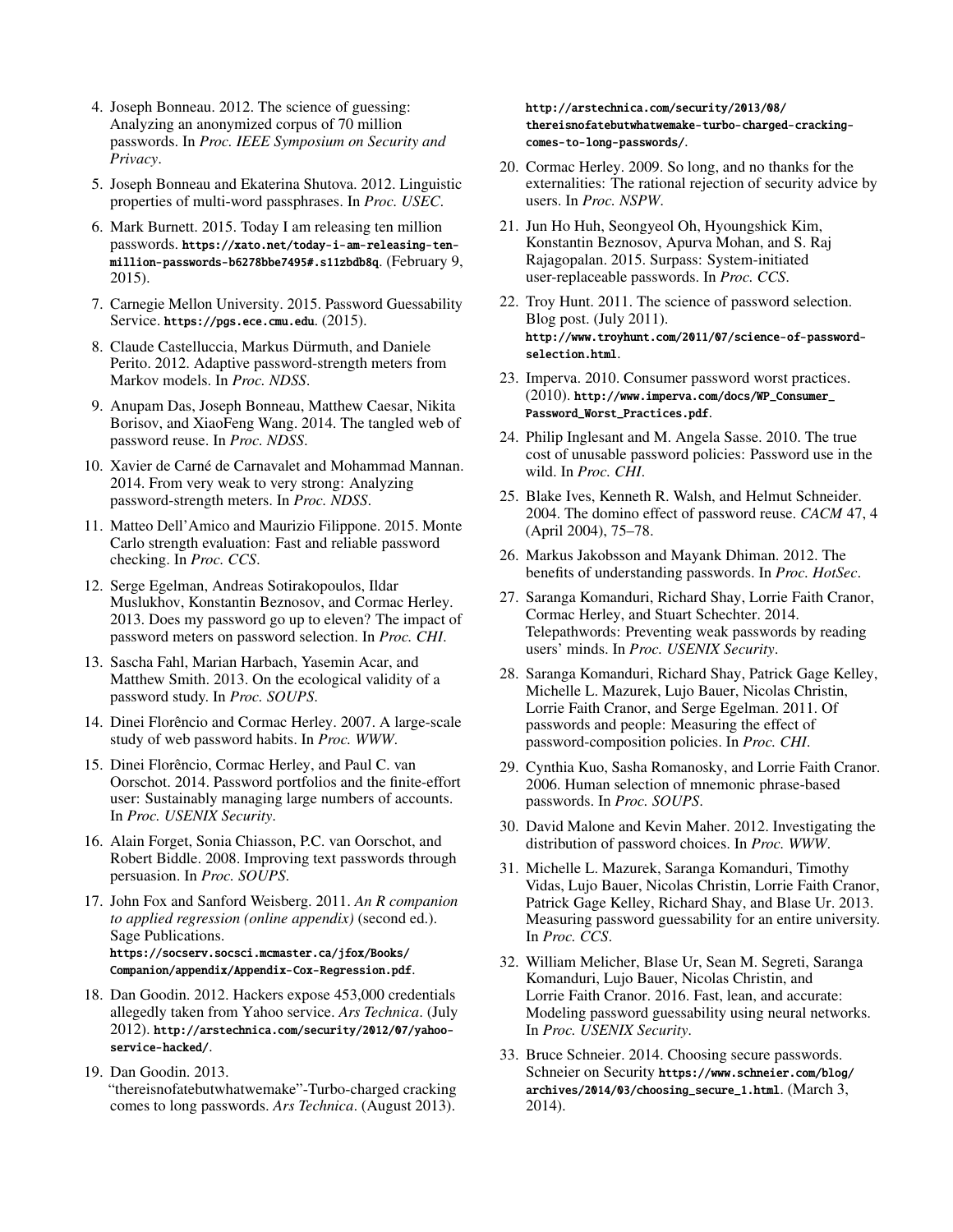4. Joseph Bonneau. 2012. The science of guessing: Analyzing an anonymized corpus of 70 million passwords. In *Proc. IEEE Symposium on Security and Privacy*.

5. Joseph Bonneau and Ekaterina Shutova. 2012. Linguistic properties of multi-word passphrases. In *Proc. USEC*.

6. Mark Burnett. 2015. Today I am releasing ten million passwords. https://xato.net/today-i-am-releasing-ten-million-passwords-b6278bbe7495#.s11zbdb8q. (February 9, 2015).

7. Carnegie Mellon University. 2015. Password Guessability Service. https://pgs.ece.cmu.edu. (2015).

8. Claude Castelluccia, Markus Dürmuth, and Daniele Perito. 2012. Adaptive password-strength meters from Markov models. In *Proc. NDSS*.

9. Anupam Das, Joseph Bonneau, Matthew Caesar, Nikita Borisov, and XiaoFeng Wang. 2014. The tangled web of password reuse. In *Proc. NDSS*.

10. Xavier de Carné de Carnavalet and Mohammad Mannan. 2014. From very weak to very strong: Analyzing password-strength meters. In *Proc. NDSS*.

11. Matteo Dell'Amico and Maurizio Filippone. 2015. Monte Carlo strength evaluation: Fast and reliable password checking. In *Proc. CCS*.

12. Serge Egelman, Andreas Sotirakopoulos, Ildar Muslukhov, Konstantin Beznosov, and Cormac Herley. 2013. Does my password go up to eleven? The impact of password meters on password selection. In *Proc. CHI*.

13. Sascha Fahl, Marian Harbach, Yasemin Acar, and Matthew Smith. 2013. On the ecological validity of a password study. In *Proc. SOUPS*.

14. Dinei Florêncio and Cormac Herley. 2007. A large-scale study of web password habits. In *Proc. WWW*.

15. Dinei Florêncio, Cormac Herley, and Paul C. van Oorschot. 2014. Password portfolios and the finite-effort user: Sustainably managing large numbers of accounts. In *Proc. USENIX Security*.

16. Alain Forget, Sonia Chiasson, P.C. van Oorschot, and Robert Biddle. 2008. Improving text passwords through persuasion. In *Proc. SOUPS*.

17. John Fox and Sanford Weisberg. 2011. *An R companion to applied regression (online appendix)* (second ed.). Sage Publications. https://socserv.socsci.mcmaster.ca/jfox/Books/Companion/appendix/Appendix-Cox-Regression.pdf.

18. Dan Goodin. 2012. Hackers expose 453,000 credentials allegedly taken from Yahoo service. *Ars Technica*. (July 2012). http://arstechnica.com/security/2012/07/yahoo-service-hacked/.

19. Dan Goodin. 2013. "thereisnofatebutwhatwemake"-Turbo-charged cracking comes to long passwords. *Ars Technica*. (August 2013). http://arstechnica.com/security/2013/08/thereisnofatebutwhatwemake-turbo-charged-cracking-comes-to-long-passwords/.

20. Cormac Herley. 2009. So long, and no thanks for the externalities: The rational rejection of security advice by users. In *Proc. NSPW*.

21. Jun Ho Huh, Seongyeol Oh, Hyoungshick Kim, Konstantin Beznosov, Apurva Mohan, and S. Raj Rajagopalan. 2015. Surpass: System-initiated user-replaceable passwords. In *Proc. CCS*.

22. Troy Hunt. 2011. The science of password selection. Blog post. (July 2011). http://www.troyhunt.com/2011/07/science-of-password-selection.html.

23. Imperva. 2010. Consumer password worst practices. (2010). http://www.imperva.com/docs/WP_Consumer_Password_Worst_Practices.pdf.

24. Philip Inglesant and M. Angela Sasse. 2010. The true cost of unusable password policies: Password use in the wild. In *Proc. CHI*.

25. Blake Ives, Kenneth R. Walsh, and Helmut Schneider. 2004. The domino effect of password reuse. *CACM* 47, 4 (April 2004), 75–78.

26. Markus Jakobsson and Mayank Dhiman. 2012. The benefits of understanding passwords. In *Proc. HotSec*.

27. Saranga Komanduri, Richard Shay, Lorrie Faith Cranor, Cormac Herley, and Stuart Schechter. 2014. Telepathwords: Preventing weak passwords by reading users' minds. In *Proc. USENIX Security*.

28. Saranga Komanduri, Richard Shay, Patrick Gage Kelley, Michelle L. Mazurek, Lujo Bauer, Nicolas Christin, Lorrie Faith Cranor, and Serge Egelman. 2011. Of passwords and people: Measuring the effect of password-composition policies. In *Proc. CHI*.

29. Cynthia Kuo, Sasha Romanosky, and Lorrie Faith Cranor. 2006. Human selection of mnemonic phrase-based passwords. In *Proc. SOUPS*.

30. David Malone and Kevin Maher. 2012. Investigating the distribution of password choices. In *Proc. WWW*.

31. Michelle L. Mazurek, Saranga Komanduri, Timothy Vidas, Lujo Bauer, Nicolas Christin, Lorrie Faith Cranor, Patrick Gage Kelley, Richard Shay, and Blase Ur. 2013. Measuring password guessability for an entire university. In *Proc. CCS*.

32. William Melicher, Blase Ur, Sean M. Segreti, Saranga Komanduri, Lujo Bauer, Nicolas Christin, and Lorrie Faith Cranor. 2016. Fast, lean, and accurate: Modeling password guessability using neural networks. In *Proc. USENIX Security*.

33. Bruce Schneier. 2014. Choosing secure passwords. Schneier on Security https://www.schneier.com/blog/archives/2014/03/choosing_secure_1.html. (March 3, 2014).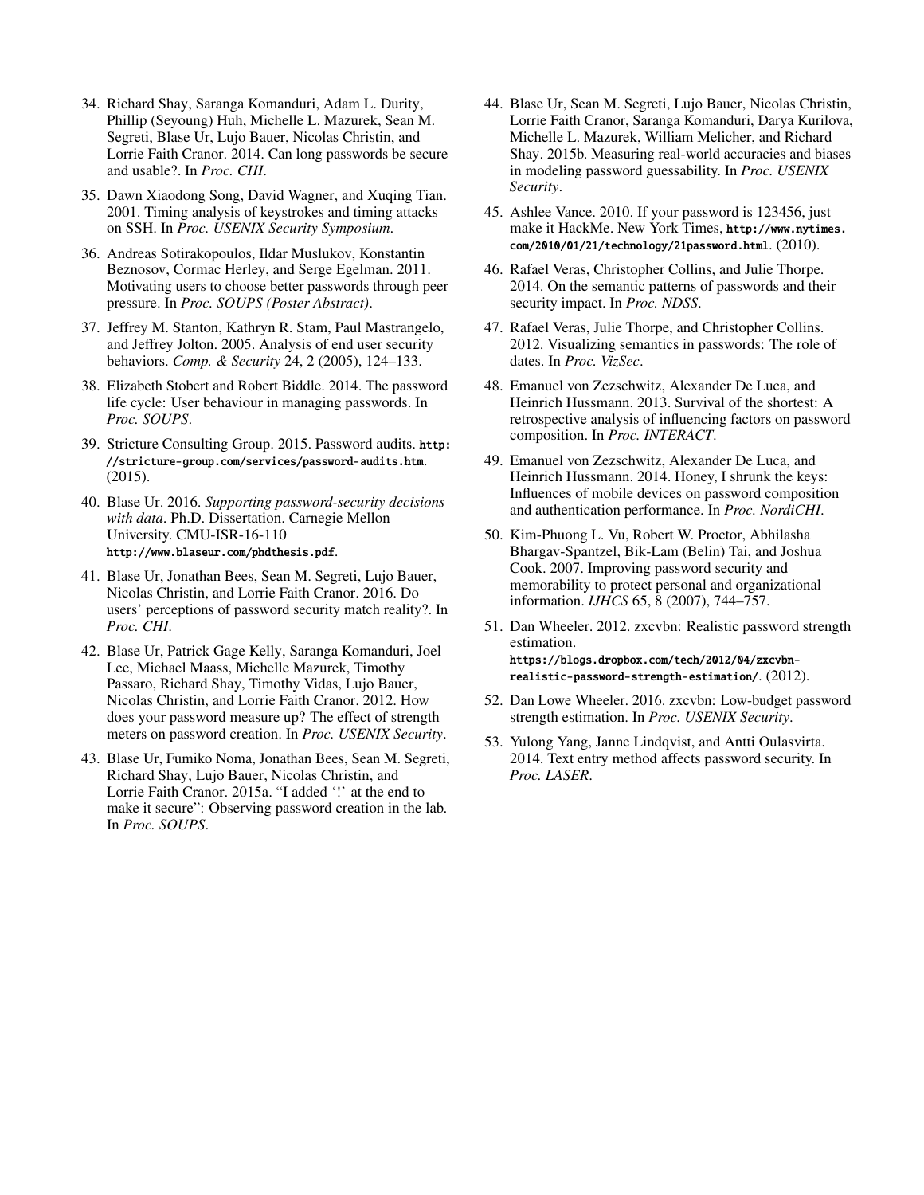34. Richard Shay, Saranga Komanduri, Adam L. Durity, Phillip (Seyoung) Huh, Michelle L. Mazurek, Sean M. Segreti, Blase Ur, Lujo Bauer, Nicolas Christin, and Lorrie Faith Cranor. 2014. Can long passwords be secure and usable?. In *Proc. CHI*.

35. Dawn Xiaodong Song, David Wagner, and Xuqing Tian. 2001. Timing analysis of keystrokes and timing attacks on SSH. In *Proc. USENIX Security Symposium*.

36. Andreas Sotirakopoulos, Ildar Muslukov, Konstantin Beznosov, Cormac Herley, and Serge Egelman. 2011. Motivating users to choose better passwords through peer pressure. In *Proc. SOUPS (Poster Abstract)*.

37. Jeffrey M. Stanton, Kathryn R. Stam, Paul Mastrangelo, and Jeffrey Jolton. 2005. Analysis of end user security behaviors. *Comp. & Security* 24, 2 (2005), 124–133.

38. Elizabeth Stobert and Robert Biddle. 2014. The password life cycle: User behaviour in managing passwords. In *Proc. SOUPS*.

39. Stricture Consulting Group. 2015. Password audits. `http://stricture-group.com/services/password-audits.htm`. (2015).

40. Blase Ur. 2016. *Supporting password-security decisions with data*. Ph.D. Dissertation. Carnegie Mellon University. CMU-ISR-16-110 `http://www.blaseur.com/phdthesis.pdf`.

41. Blase Ur, Jonathan Bees, Sean M. Segreti, Lujo Bauer, Nicolas Christin, and Lorrie Faith Cranor. 2016. Do users' perceptions of password security match reality?. In *Proc. CHI*.

42. Blase Ur, Patrick Gage Kelly, Saranga Komanduri, Joel Lee, Michael Maass, Michelle Mazurek, Timothy Passaro, Richard Shay, Timothy Vidas, Lujo Bauer, Nicolas Christin, and Lorrie Faith Cranor. 2012. How does your password measure up? The effect of strength meters on password creation. In *Proc. USENIX Security*.

43. Blase Ur, Fumiko Noma, Jonathan Bees, Sean M. Segreti, Richard Shay, Lujo Bauer, Nicolas Christin, and Lorrie Faith Cranor. 2015a. "I added '!' at the end to make it secure": Observing password creation in the lab. In *Proc. SOUPS*.

44. Blase Ur, Sean M. Segreti, Lujo Bauer, Nicolas Christin, Lorrie Faith Cranor, Saranga Komanduri, Darya Kurilova, Michelle L. Mazurek, William Melicher, and Richard Shay. 2015b. Measuring real-world accuracies and biases in modeling password guessability. In *Proc. USENIX Security*.

45. Ashlee Vance. 2010. If your password is 123456, just make it HackMe. New York Times, `http://www.nytimes.com/2010/01/21/technology/21password.html`. (2010).

46. Rafael Veras, Christopher Collins, and Julie Thorpe. 2014. On the semantic patterns of passwords and their security impact. In *Proc. NDSS*.

47. Rafael Veras, Julie Thorpe, and Christopher Collins. 2012. Visualizing semantics in passwords: The role of dates. In *Proc. VizSec*.

48. Emanuel von Zezschwitz, Alexander De Luca, and Heinrich Hussmann. 2013. Survival of the shortest: A retrospective analysis of influencing factors on password composition. In *Proc. INTERACT*.

49. Emanuel von Zezschwitz, Alexander De Luca, and Heinrich Hussmann. 2014. Honey, I shrunk the keys: Influences of mobile devices on password composition and authentication performance. In *Proc. NordiCHI*.

50. Kim-Phuong L. Vu, Robert W. Proctor, Abhilasha Bhargav-Spantzel, Bik-Lam (Belin) Tai, and Joshua Cook. 2007. Improving password security and memorability to protect personal and organizational information. *IJHCS* 65, 8 (2007), 744–757.

51. Dan Wheeler. 2012. zxcvbn: Realistic password strength estimation. `https://blogs.dropbox.com/tech/2012/04/zxcvbn-realistic-password-strength-estimation/`. (2012).

52. Dan Lowe Wheeler. 2016. zxcvbn: Low-budget password strength estimation. In *Proc. USENIX Security*.

53. Yulong Yang, Janne Lindqvist, and Antti Oulasvirta. 2014. Text entry method affects password security. In *Proc. LASER*.